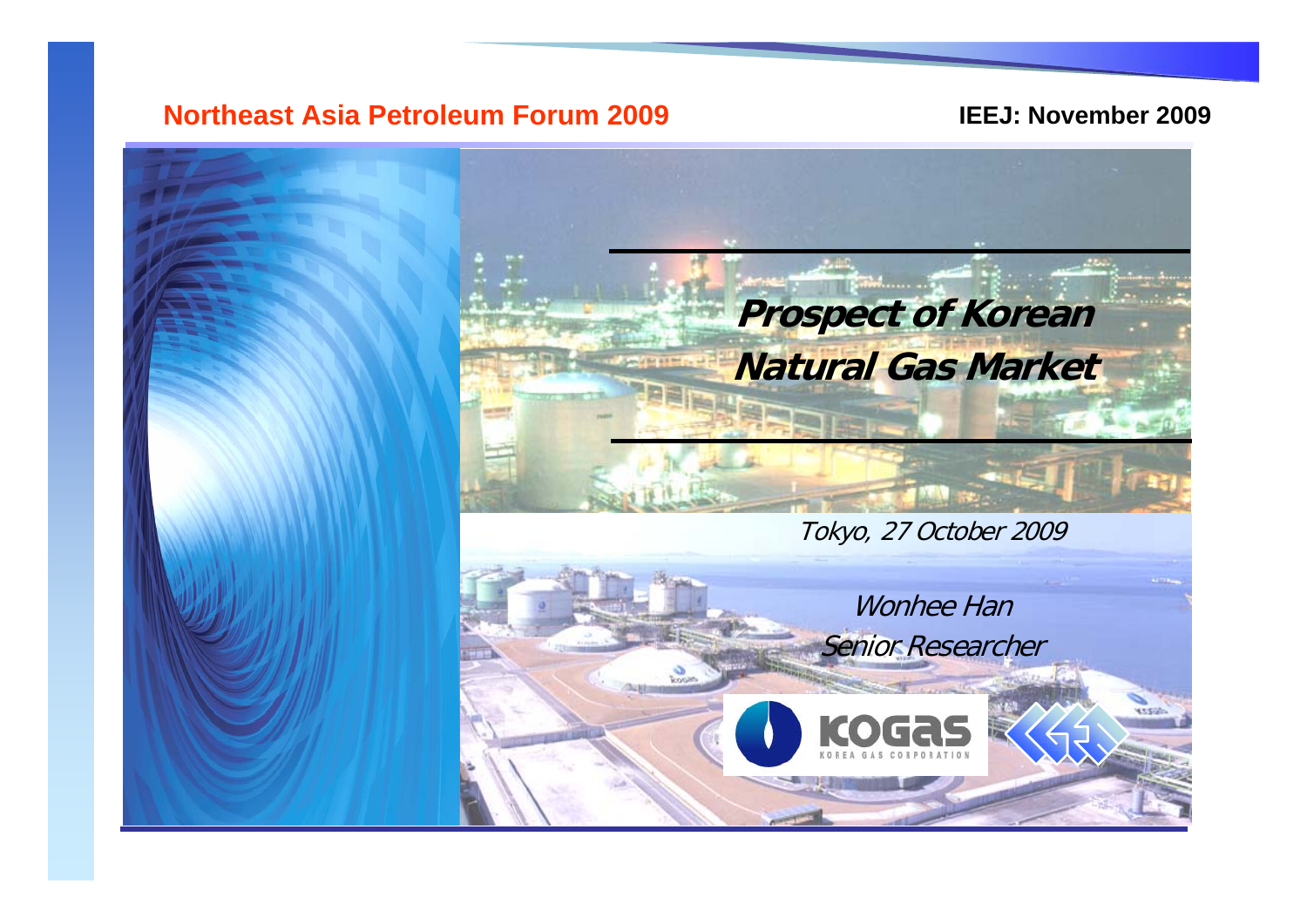# Prospect of Korean Natural Gas Market

*Tokyo, 27 October 2009*

*Wonhee Han*

*Senior Researcher*

KOGAS
KOREA GAS CORPORATION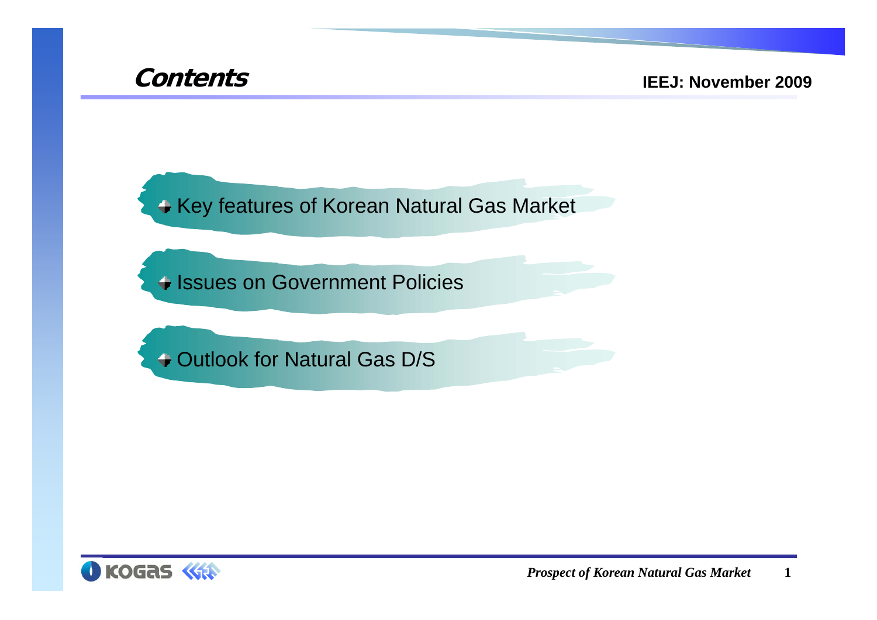# Contents

- Key features of Korean Natural Gas Market
- Issues on Government Policies
- Outlook for Natural Gas D/S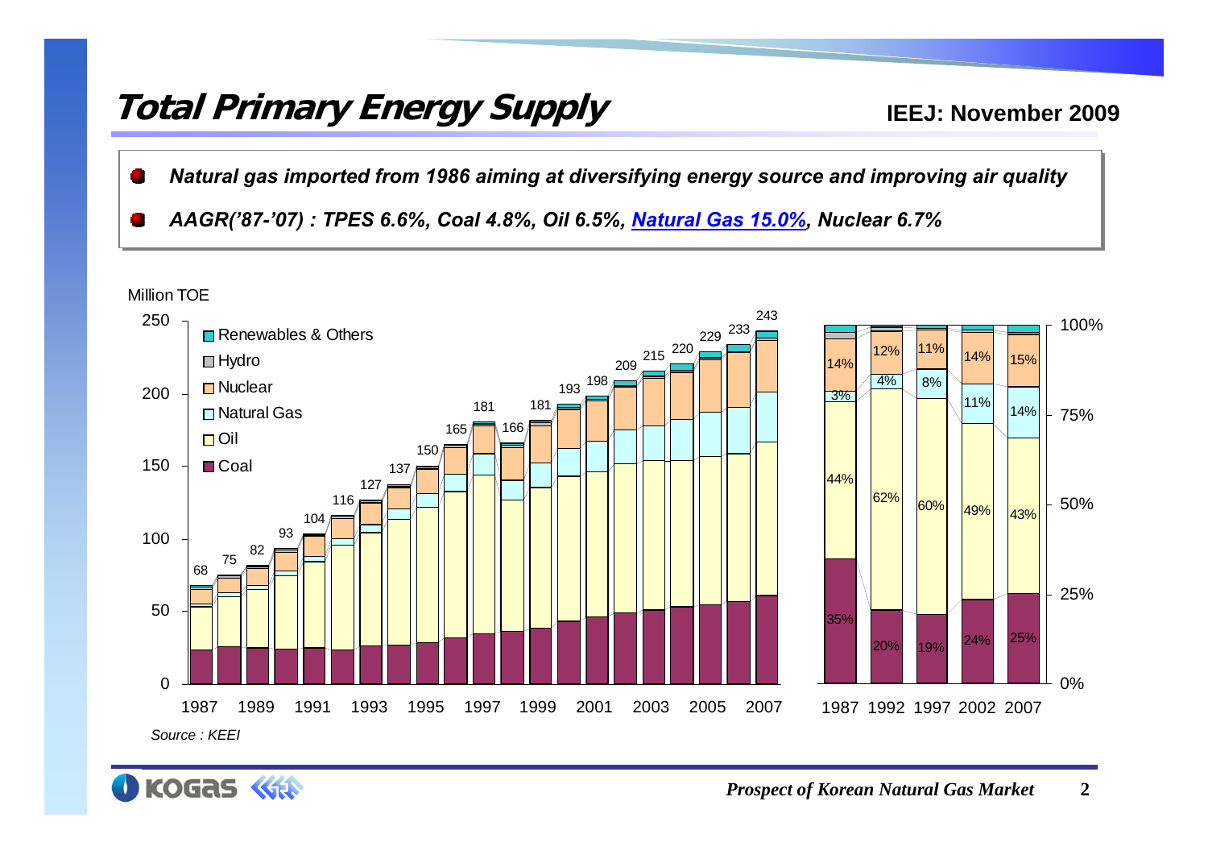# Total Primary Energy Supply

**IEEJ: November 2009**

- ***Natural gas imported from 1986 aiming at diversifying energy source and improving air quality***
- ***AAGR('87-'07) : TPES 6.6%, Coal 4.8%, Oil 6.5%, Natural Gas 15.0%, Nuclear 6.7%***

Million TOE

| Year | 1987 | 1988 | 1989 | 1990 | 1991 | 1992 | 1993 | 1994 | 1995 | 1996 | 1997 | 1998 | 1999 | 2000 | 2001 | 2002 | 2003 | 2004 | 2005 | 2006 | 2007 |
|---|---|---|---|---|---|---|---|---|---|---|---|---|---|---|---|---|---|---|---|---|---|
| Total | 68 | 75 | 82 | 93 | 104 | 116 | 127 | 137 | 150 | 165 | 181 | 166 | 181 | 193 | 198 | 209 | 215 | 220 | 229 | 233 | 243 |

Legend: Renewables & Others, Hydro, Nuclear, Natural Gas, Oil, Coal

| Share | 1987 | 1992 | 1997 | 2002 | 2007 |
|---|---|---|---|---|---|
| Nuclear | 14% | 12% | 11% | 14% | 15% |
| Natural Gas | 3% | 4% | 8% | 11% | 14% |
| Oil | 44% | 62% | 60% | 49% | 43% |
| Coal | 35% | 20% | 19% | 24% | 25% |

*Source : KEEI*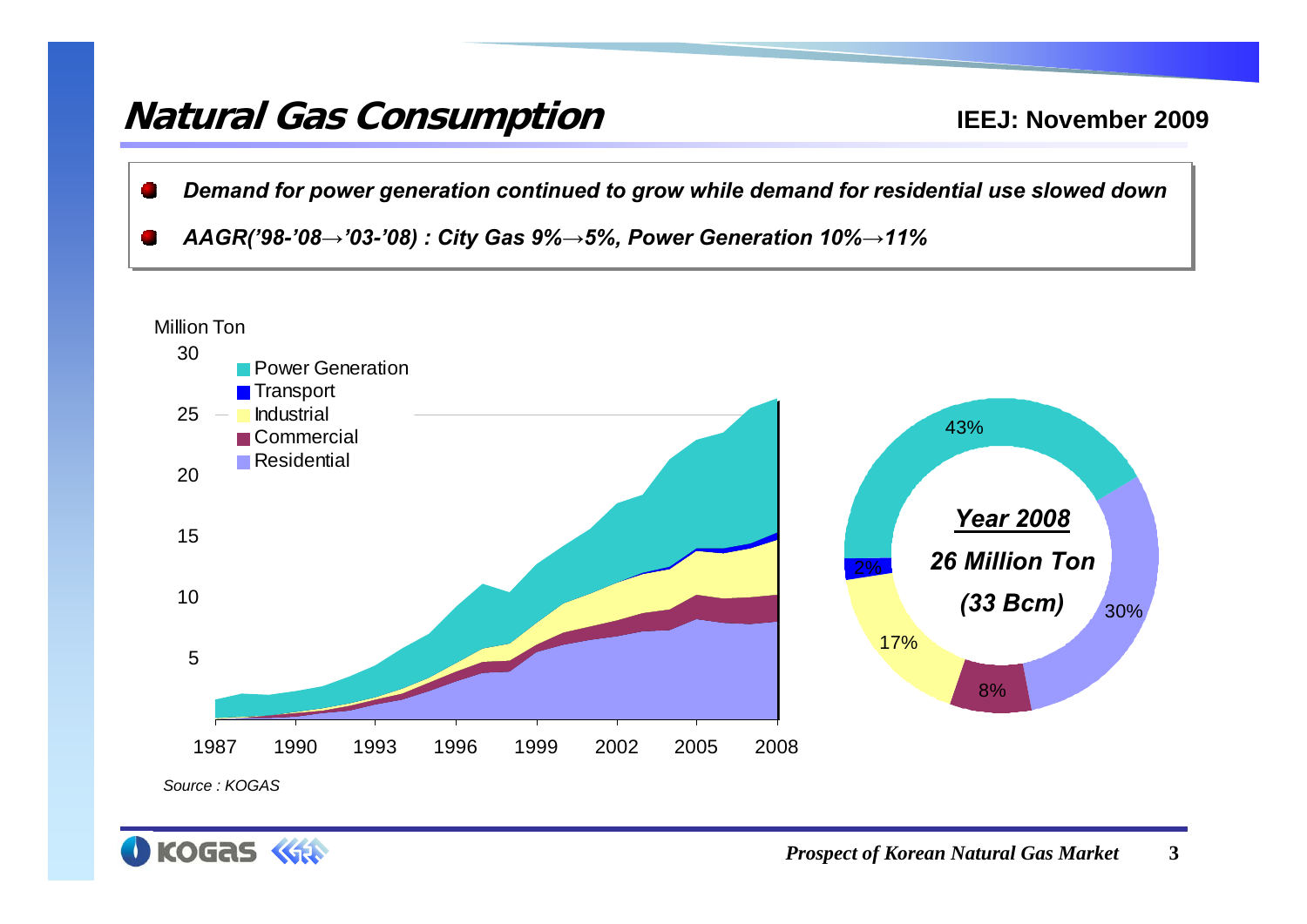# Natural Gas Consumption

**IEEJ: November 2009**

- ***Demand for power generation continued to grow while demand for residential use slowed down***
- ***AAGR('98-'08→'03-'08) : City Gas 9%→5%, Power Generation 10%→11%***

Million Ton

Power Generation, Transport, Industrial, Commercial, Residential

1987 1990 1993 1996 1999 2002 2005 2008

***Year 2008***

***26 Million Ton***

***(33 Bcm)***

43% 2% 17% 8% 30%

*Source : KOGAS*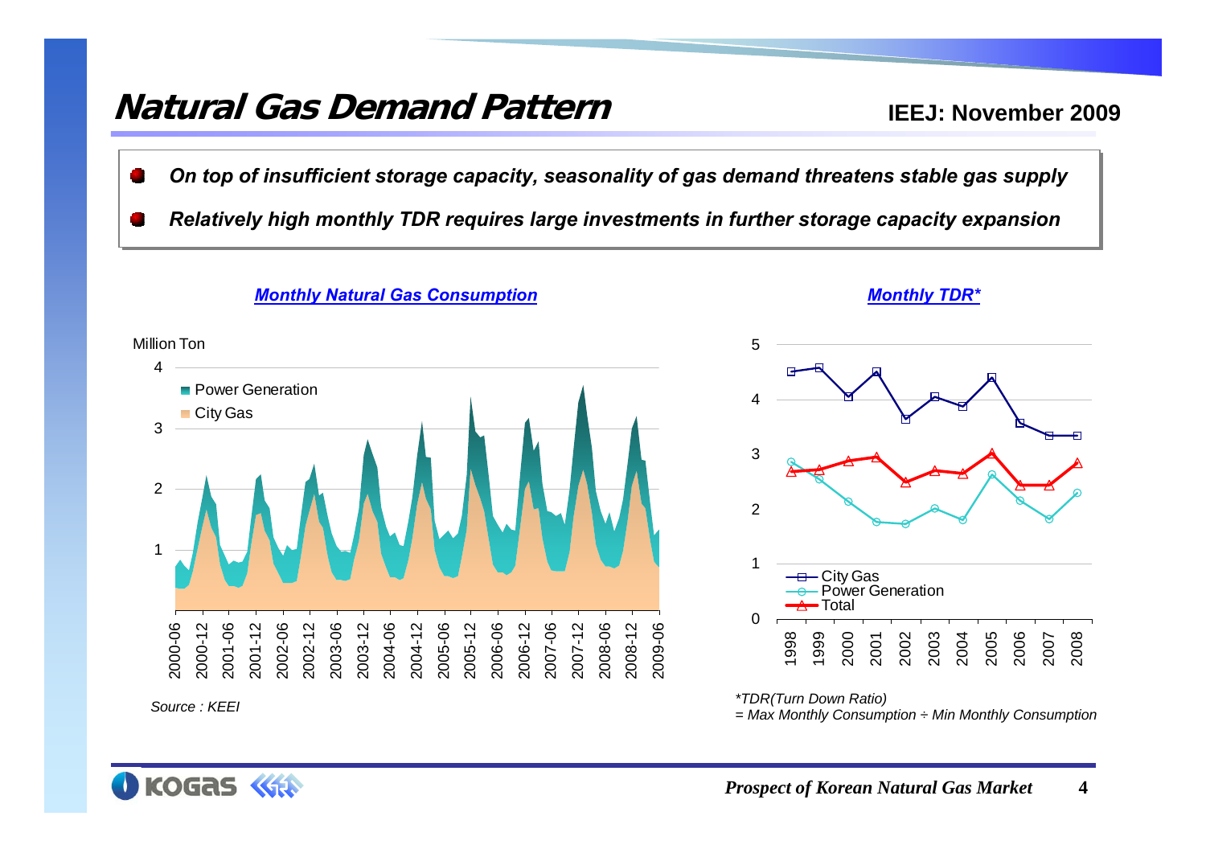# Natural Gas Demand Pattern

**IEEJ: November 2009**

- ***On top of insufficient storage capacity, seasonality of gas demand threatens stable gas supply***
- ***Relatively high monthly TDR requires large investments in further storage capacity expansion***

***Monthly Natural Gas Consumption***

Million Ton

Power Generation

City Gas

*Source : KEEI*

***Monthly TDR****

City Gas

Power Generation

Total

*\*TDR(Turn Down Ratio)*
*= Max Monthly Consumption ÷ Min Monthly Consumption*

*Prospect of Korean Natural Gas Market*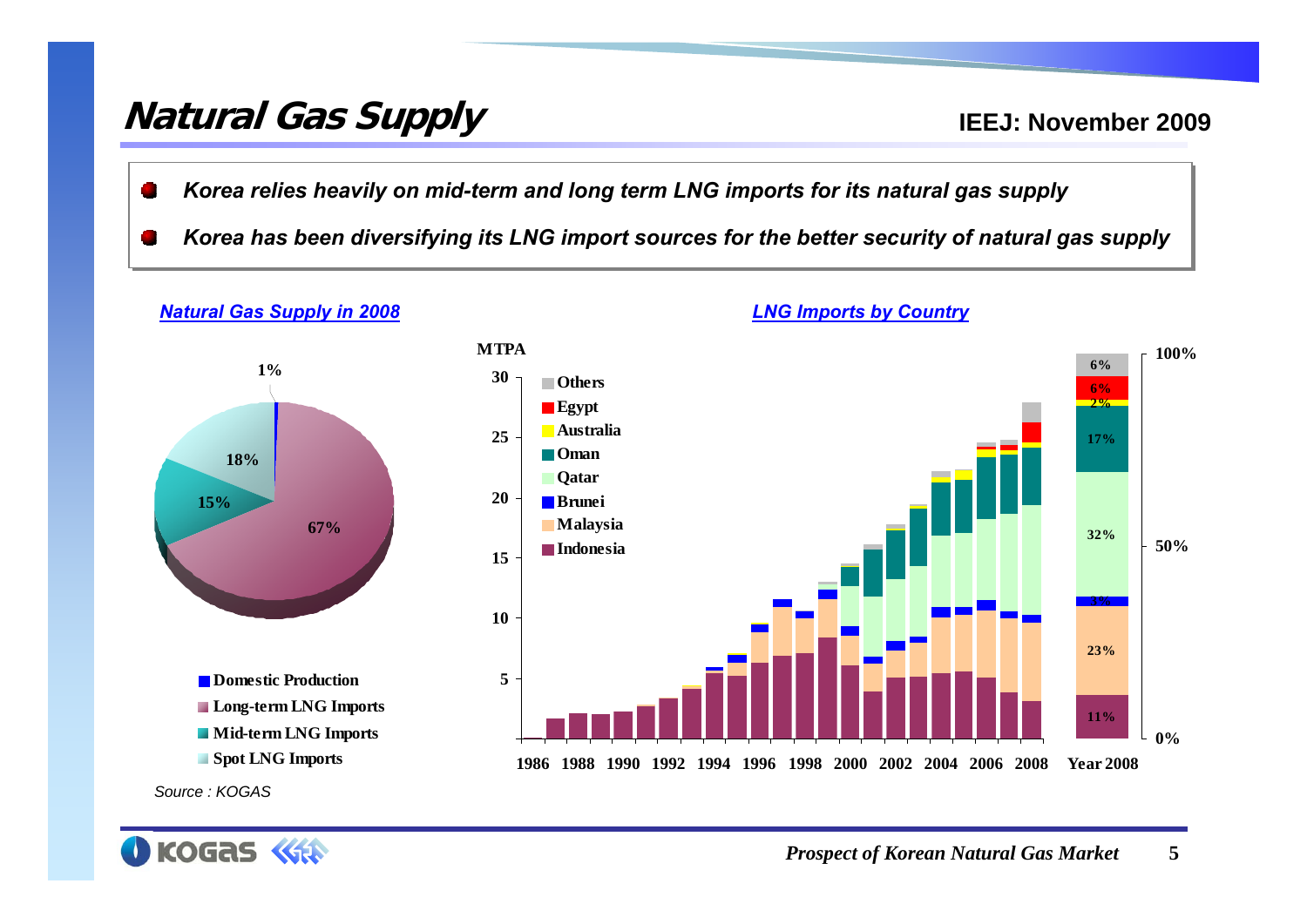# Natural Gas Supply

IEEJ: November 2009

- ***Korea relies heavily on mid-term and long term LNG imports for its natural gas supply***
- ***Korea has been diversifying its LNG import sources for the better security of natural gas supply***

***Natural Gas Supply in 2008***

- Domestic Production: 1%
- Long-term LNG Imports: 67%
- Mid-term LNG Imports: 15%
- Spot LNG Imports: 18%

***LNG Imports by Country***

MTPA

Legend: Others, Egypt, Australia, Oman, Qatar, Brunei, Malaysia, Indonesia

Year 2008 (share): Indonesia 11%, Malaysia 23%, Brunei 3%, Qatar 32%, Oman 17%, Australia 2%, Egypt 6%, Others 6%

*Source : KOGAS*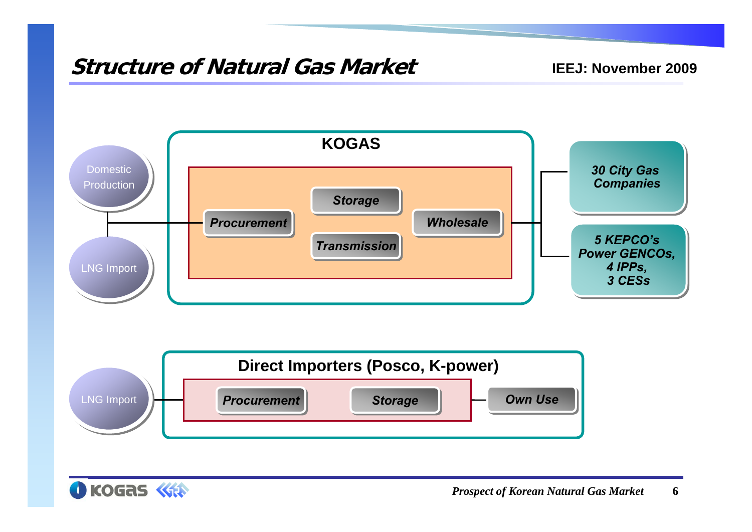# Structure of Natural Gas Market

IEEJ: November 2009

Domestic Production

LNG Import

**KOGAS**

*Procurement*

*Storage*

*Transmission*

*Wholesale*

*30 City Gas Companies*

*5 KEPCO's Power GENCOs, 4 IPPs, 3 CESs*

LNG Import

**Direct Importers (Posco, K-power)**

*Procurement*

*Storage*

*Own Use*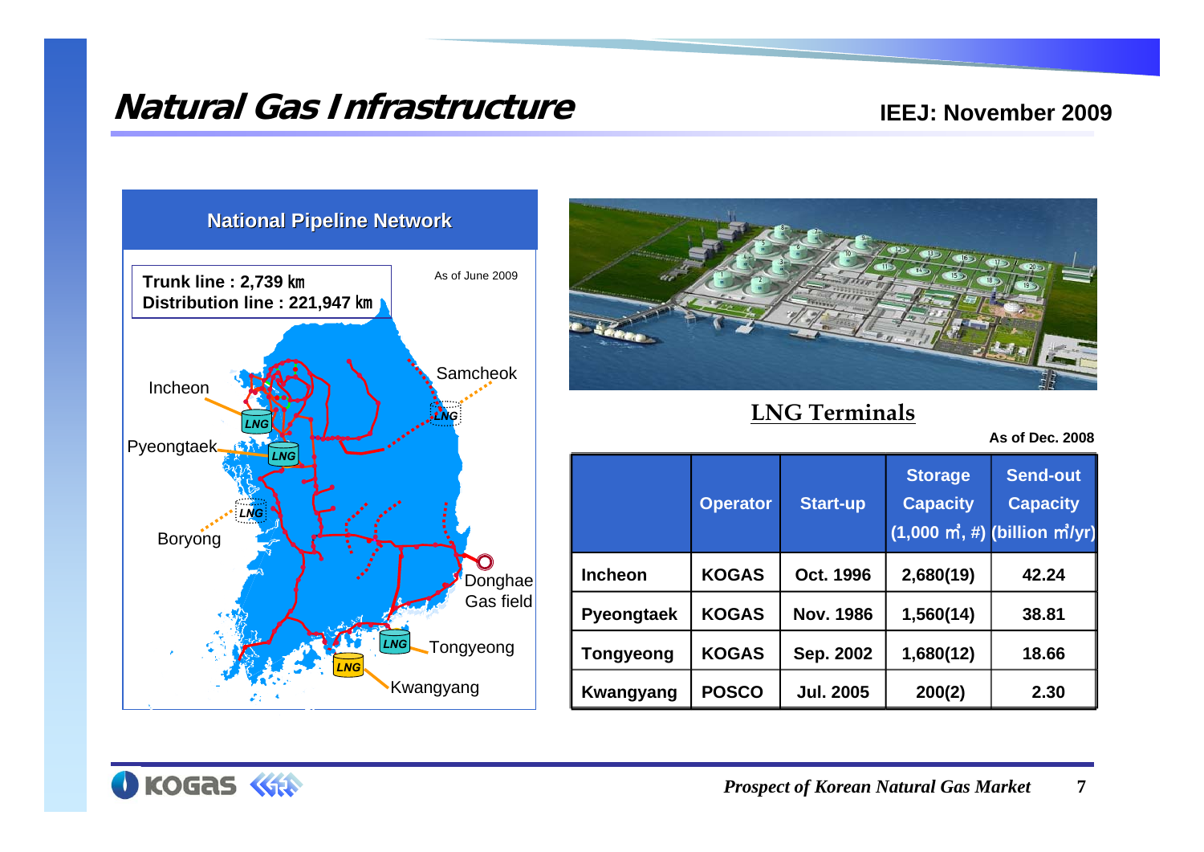# Natural Gas Infrastructure

IEEJ: November 2009

## National Pipeline Network

As of June 2009

**Trunk line : 2,739 ㎞**
**Distribution line : 221,947 ㎞**

Incheon, Pyeongtaek, Boryong, Samcheok, Donghae Gas field, Tongyeong, Kwangyang

## LNG Terminals

As of Dec. 2008

| | Operator | Start-up | Storage Capacity (1,000 ㎥, #) | Send-out Capacity (billion ㎥/yr) |
|---|---|---|---|---|
| Incheon | KOGAS | Oct. 1996 | 2,680(19) | 42.24 |
| Pyeongtaek | KOGAS | Nov. 1986 | 1,560(14) | 38.81 |
| Tongyeong | KOGAS | Sep. 2002 | 1,680(12) | 18.66 |
| Kwangyang | POSCO | Jul. 2005 | 200(2) | 2.30 |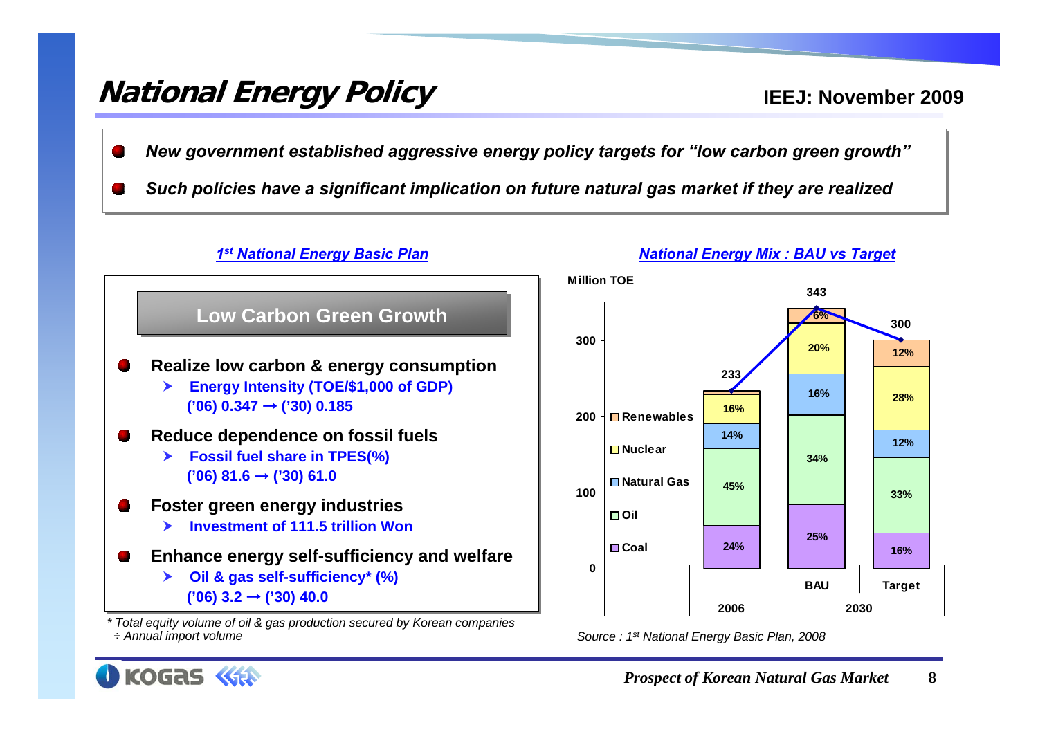# National Energy Policy

IEEJ: November 2009

- *New government established aggressive energy policy targets for "low carbon green growth"*
- *Such policies have a significant implication on future natural gas market if they are realized*

## 1st National Energy Basic Plan

### Low Carbon Green Growth

- **Realize low carbon & energy consumption**
  - **Energy Intensity (TOE/$1,000 of GDP) ('06) 0.347 → ('30) 0.185**
- **Reduce dependence on fossil fuels**
  - **Fossil fuel share in TPES(%) ('06) 81.6 → ('30) 61.0**
- **Foster green energy industries**
  - **Investment of 111.5 trillion Won**
- **Enhance energy self-sufficiency and welfare**
  - **Oil & gas self-sufficiency* (%) ('06) 3.2 → ('30) 40.0**

*\* Total equity volume of oil & gas production secured by Korean companies ÷ Annual import volume*

## National Energy Mix : BAU vs Target

Million TOE

| | 2006 | 2030 BAU | 2030 Target |
|---|---|---|---|
| Total | 233 | 343 | 300 |
| Renewables | | 6% | 12% |
| Nuclear | 16% | 20% | 28% |
| Natural Gas | 14% | 16% | 12% |
| Oil | 45% | 34% | 33% |
| Coal | 24% | 25% | 16% |

*Source : 1st National Energy Basic Plan, 2008*

Prospect of Korean Natural Gas Market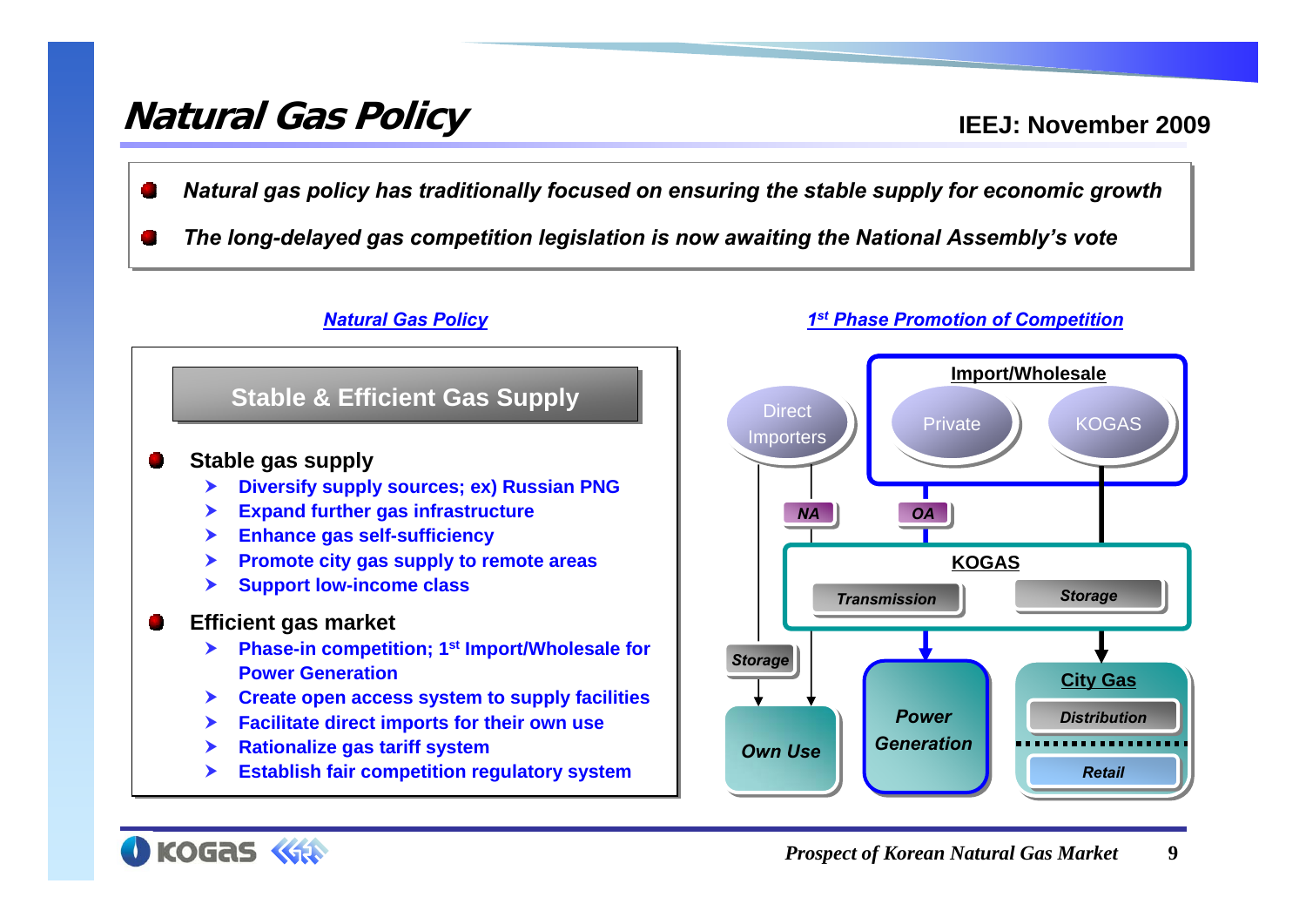# Natural Gas Policy

- *Natural gas policy has traditionally focused on ensuring the stable supply for economic growth*
- *The long-delayed gas competition legislation is now awaiting the National Assembly's vote*

## Natural Gas Policy

### Stable & Efficient Gas Supply

- **Stable gas supply**
  - Diversify supply sources; ex) Russian PNG
  - Expand further gas infrastructure
  - Enhance gas self-sufficiency
  - Promote city gas supply to remote areas
  - Support low-income class
- **Efficient gas market**
  - Phase-in competition; 1st Import/Wholesale for Power Generation
  - Create open access system to supply facilities
  - Facilitate direct imports for their own use
  - Rationalize gas tariff system
  - Establish fair competition regulatory system

## 1st Phase Promotion of Competition

- **Import/Wholesale**: Private, KOGAS
- Direct Importers
- NA
- OA
- **KOGAS**: Transmission, Storage
- Storage
- Own Use
- Power Generation
- **City Gas**: Distribution, Retail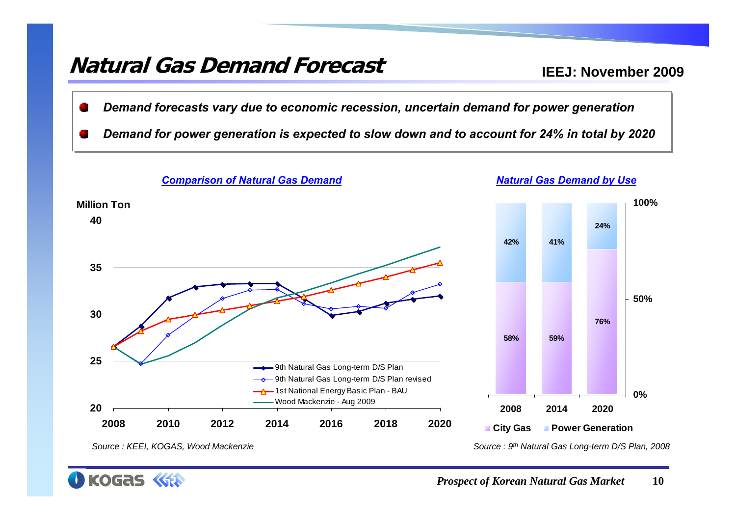# Natural Gas Demand Forecast

**IEEJ: November 2009**

- ***Demand forecasts vary due to economic recession, uncertain demand for power generation***
- ***Demand for power generation is expected to slow down and to account for 24% in total by 2020***

### *Comparison of Natural Gas Demand*

Million Ton

Legend:
- 9th Natural Gas Long-term D/S Plan
- 9th Natural Gas Long-term D/S Plan revised
- 1st National Energy Basic Plan - BAU
- Wood Mackenzie - Aug 2009

*Source : KEEI, KOGAS, Wood Mackenzie*

### *Natural Gas Demand by Use*

| | 2008 | 2014 | 2020 |
|---|---|---|---|
| Power Generation | 42% | 41% | 24% |
| City Gas | 58% | 59% | 76% |

*Source : 9th Natural Gas Long-term D/S Plan, 2008*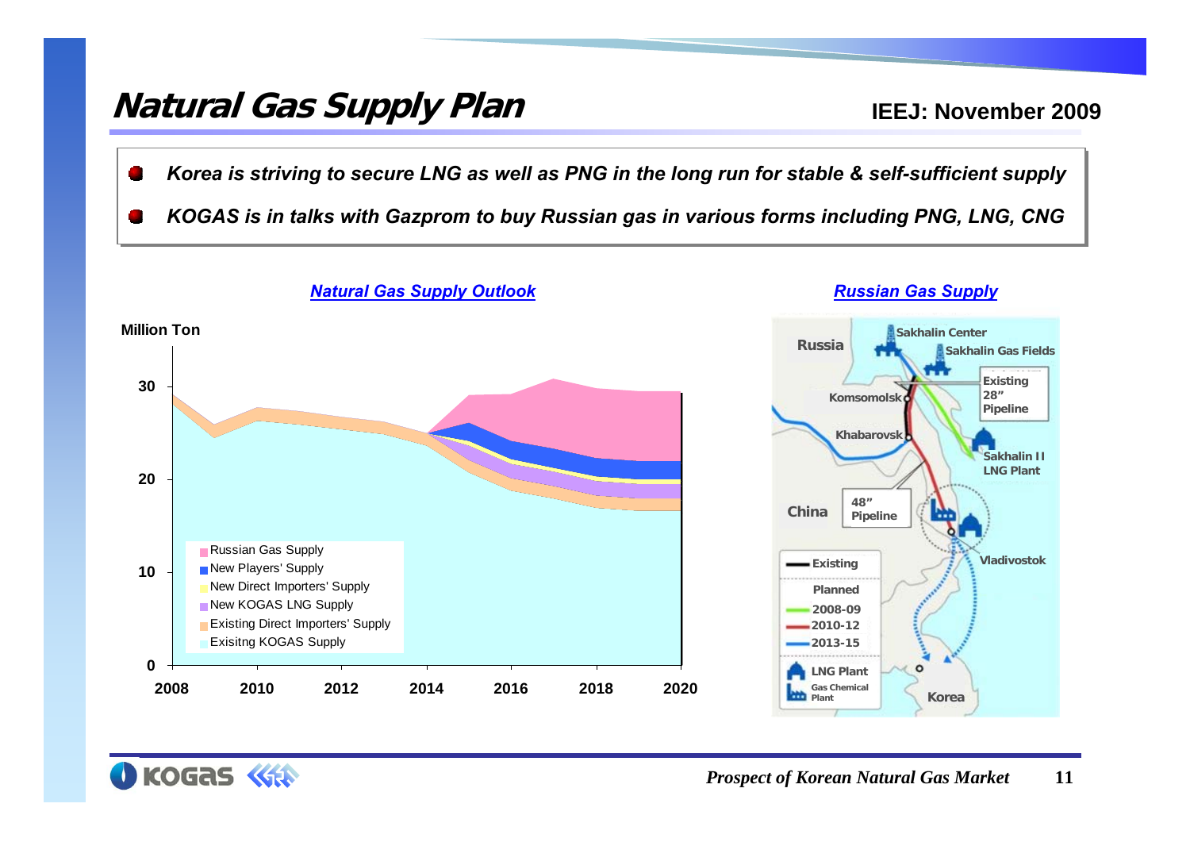# Natural Gas Supply Plan

IEEJ: November 2009

- *Korea is striving to secure LNG as well as PNG in the long run for stable & self-sufficient supply*
- *KOGAS is in talks with Gazprom to buy Russian gas in various forms including PNG, LNG, CNG*

## Natural Gas Supply Outlook

Million Ton

Legend:
- Russian Gas Supply
- New Players' Supply
- New Direct Importers' Supply
- New KOGAS LNG Supply
- Existing Direct Importers' Supply
- Exisitng KOGAS Supply

Y-axis: 0, 10, 20, 30

X-axis: 2008, 2010, 2012, 2014, 2016, 2018, 2020

## Russian Gas Supply

Map labels: Russia, Sakhalin Center, Sakhalin Gas Fields, Komsomolsk, Existing 28" Pipeline, Khabarovsk, Sakhalin II LNG Plant, China, 48" Pipeline, Vladivostok, Korea

Legend:
- Existing
- Planned
  - 2008-09
  - 2010-12
  - 2013-15
- LNG Plant
- Gas Chemical Plant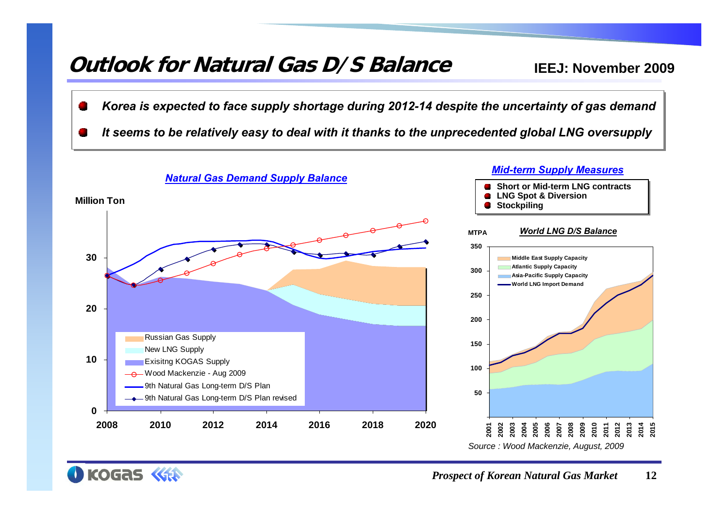# Outlook for Natural Gas D/S Balance

**IEEJ: November 2009**

- ***Korea is expected to face supply shortage during 2012-14 despite the uncertainty of gas demand***
- ***It seems to be relatively easy to deal with it thanks to the unprecedented global LNG oversupply***

## *Natural Gas Demand Supply Balance*

Million Ton

- Russian Gas Supply
- New LNG Supply
- Exisitng KOGAS Supply
- Wood Mackenzie - Aug 2009
- 9th Natural Gas Long-term D/S Plan
- 9th Natural Gas Long-term D/S Plan revised

## *Mid-term Supply Measures*

- **Short or Mid-term LNG contracts**
- **LNG Spot & Diversion**
- **Stockpiling**

### *World LNG D/S Balance*

MTPA

- Middle East Supply Capacity
- Atlantic Supply Capacity
- Asia-Pacific Supply Capacity
- World LNG Import Demand

*Source : Wood Mackenzie, August, 2009*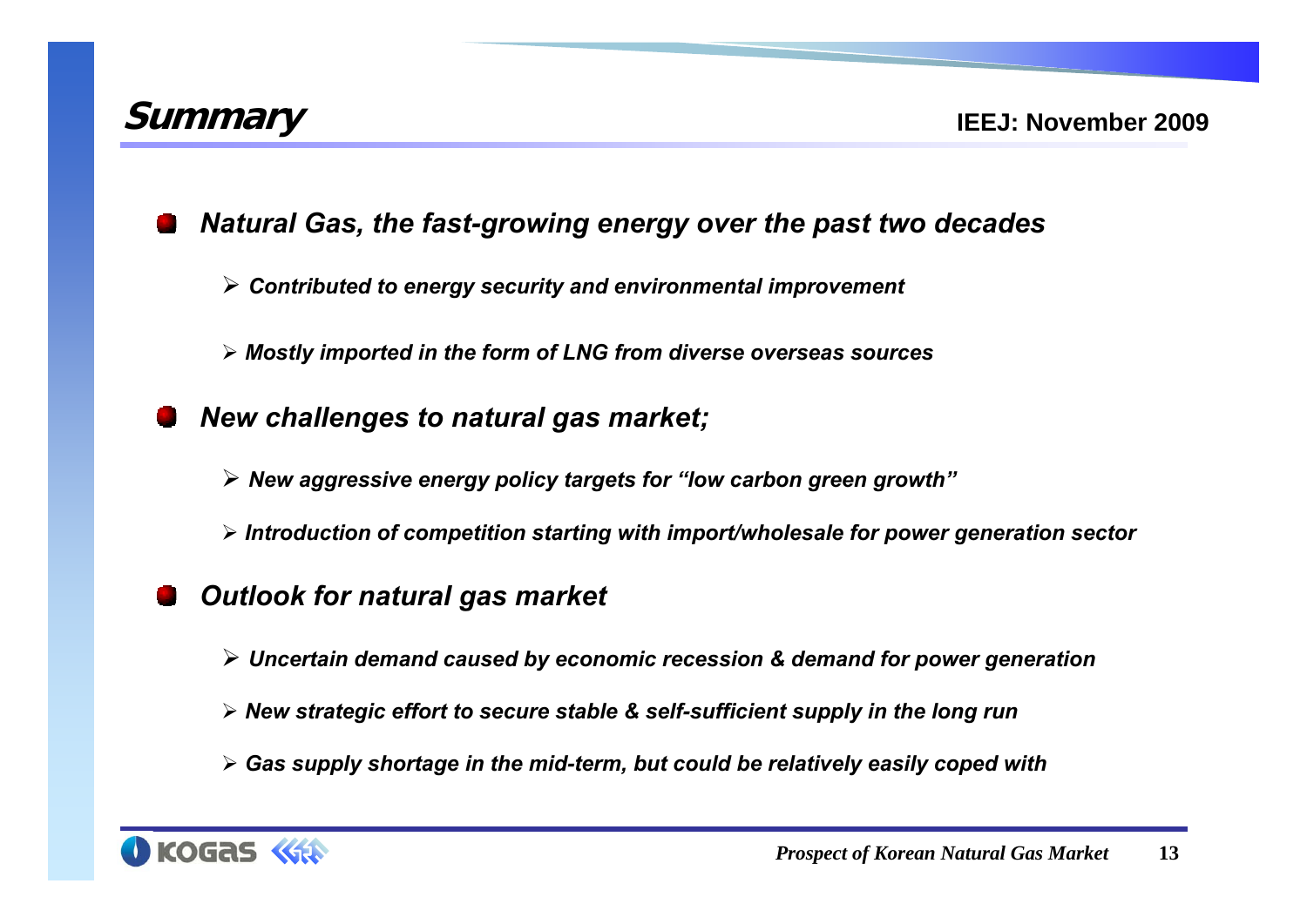# Summary

- ***Natural Gas, the fast-growing energy over the past two decades***
  - ***Contributed to energy security and environmental improvement***
  - ***Mostly imported in the form of LNG from diverse overseas sources***

- ***New challenges to natural gas market;***
  - ***New aggressive energy policy targets for "low carbon green growth"***
  - ***Introduction of competition starting with import/wholesale for power generation sector***

- ***Outlook for natural gas market***
  - ***Uncertain demand caused by economic recession & demand for power generation***
  - ***New strategic effort to secure stable & self-sufficient supply in the long run***
  - ***Gas supply shortage in the mid-term, but could be relatively easily coped with***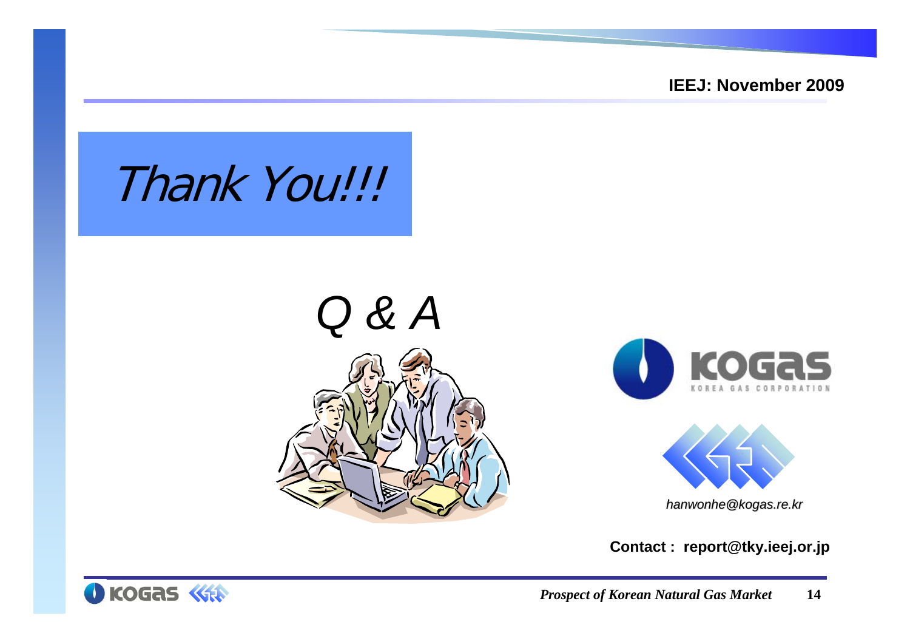# Thank You!!!

*Q & A*

*hanwonhe@kogas.re.kr*

**Contact : report@tky.ieej.or.jp**